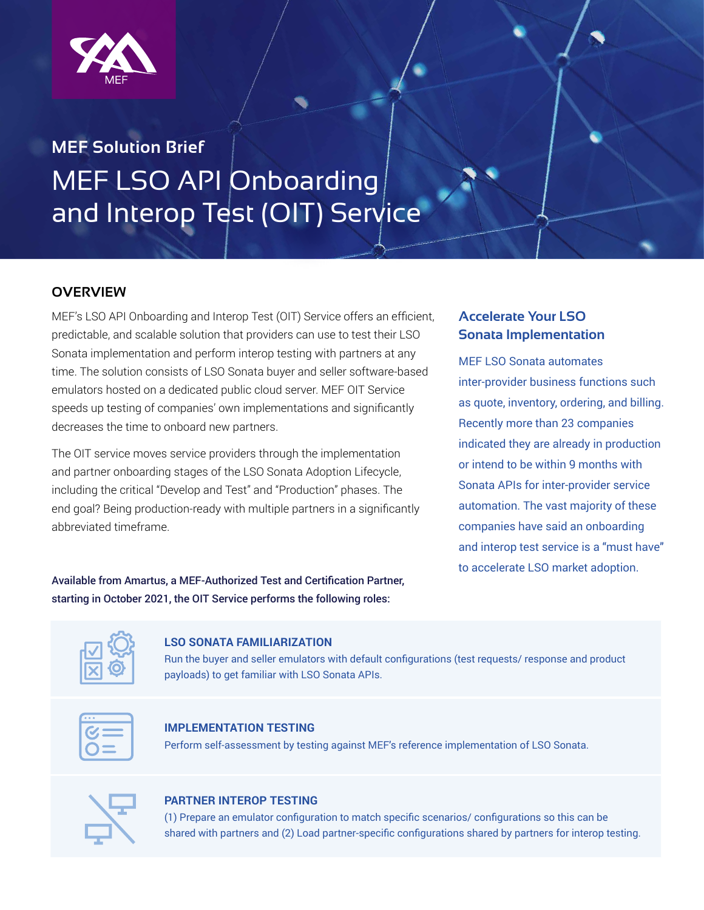MEF Solution Brief

# MEF LSO API Onboarding and Interop Test (OIT) Service

## OVERVIEW

MEF's LSO API Onboarding and Interop Test (OIT) Service offers an efficient, predictable, and scalable solution that providers can use to test their LSO Sonata implementation and perform interop testing with partners at any time. The solution consists of LSO Sonata buyer and seller software-based emulators hosted on a dedicated public cloud server. MEF OIT Service speeds up testing of companies' own implementations and significantly decreases the time to onboard new partners.

The OIT service moves service providers through the implementation and partner onboarding stages of the LSO Sonata Adoption Lifecycle, including the critical "Develop and Test" and "Production" phases. The end goal? Being production-ready with multiple partners in a significantly abbreviated timeframe.

### Accelerate Your LSO Sonata Implementation

MEF LSO Sonata automates inter-provider business functions such as quote, inventory, ordering, and billing. Recently more than 23 companies indicated they are already in production or intend to be within 9 months with Sonata APIs for inter-provider service automation. The vast majority of these companies have said an onboarding and interop test service is a "must have" to accelerate LSO market adoption.

**Available from Amartus, a MEF-Authorized Test and Certification Partner, starting in October 2021, the OIT Service performs the following roles:**

### LSO SONATA FAMILIARIZATION

Run the buyer and seller emulators with default configurations (test requests/ response and product payloads) to get familiar with LSO Sonata APIs.

### IMPLEMENTATION TESTING

Perform self-assessment by testing against MEF's reference implementation of LSO Sonata.

### PARTNER INTEROP TESTING

(1) Prepare an emulator configuration to match specific scenarios/ configurations so this can be shared with partners and (2) Load partner-specific configurations shared by partners for interop testing.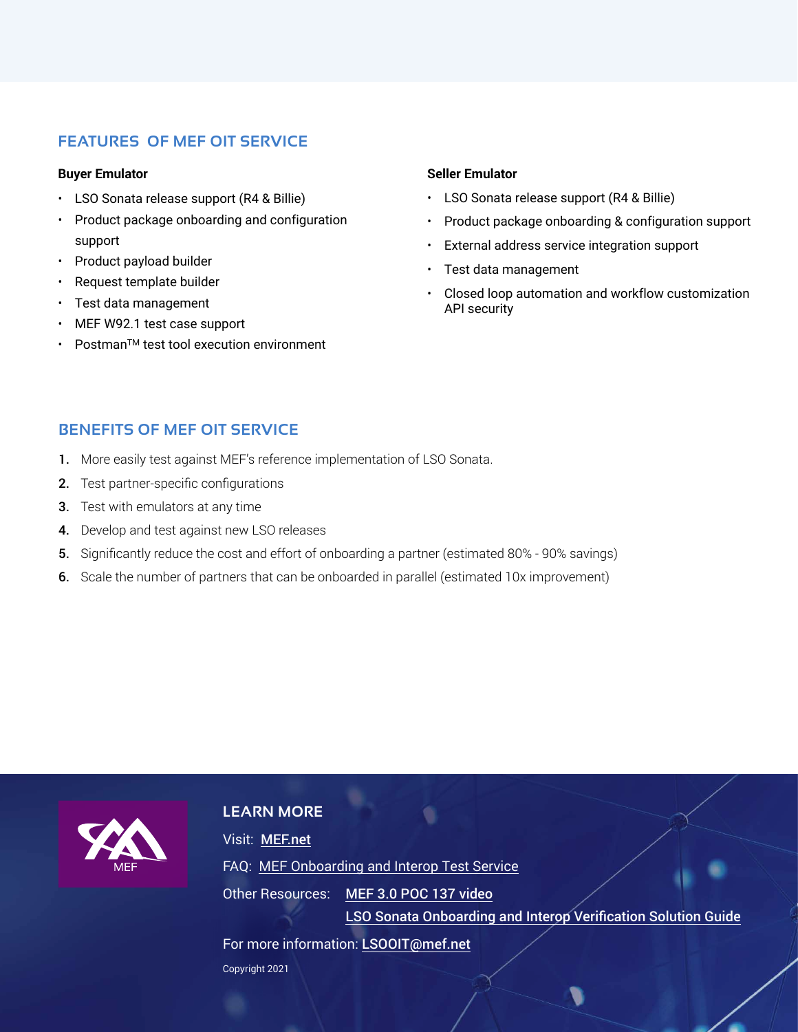## FEATURES OF MEF OIT SERVICE

### Buyer Emulator

- LSO Sonata release support (R4 & Billie)
- Product package onboarding and configuration support
- Product payload builder
- Request template builder
- Test data management
- MEF W92.1 test case support
- Postman™ test tool execution environment

### Seller Emulator

- LSO Sonata release support (R4 & Billie)
- Product package onboarding & configuration support
- External address service integration support
- Test data management
- Closed loop automation and workflow customization API security

## BENEFITS OF MEF OIT SERVICE

1. More easily test against MEF's reference implementation of LSO Sonata.
2. Test partner-specific configurations
3. Test with emulators at any time
4. Develop and test against new LSO releases
5. Significantly reduce the cost and effort of onboarding a partner (estimated 80% - 90% savings)
6. Scale the number of partners that can be onboarded in parallel (estimated 10x improvement)

MEF

## LEARN MORE

Visit: MEF.net

FAQ: MEF Onboarding and Interop Test Service

Other Resources: MEF 3.0 POC 137 video

LSO Sonata Onboarding and Interop Verification Solution Guide

For more information: LSOOIT@mef.net

Copyright 2021